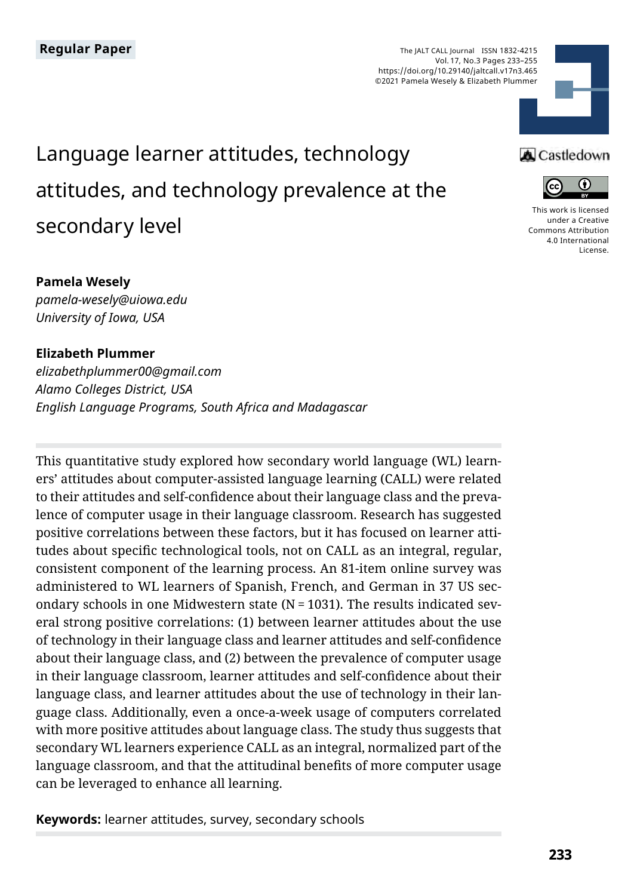Regular Paper

The JALT CALL Journal ISSN 1832-4215
Vol. 17, No.3 Pages 233–255
https://doi.org/10.29140/jaltcall.v17n3.465
©2021 Pamela Wesely & Elizabeth Plummer

This work is licensed under a Creative Commons Attribution 4.0 International License.

# Language learner attitudes, technology attitudes, and technology prevalence at the secondary level

**Pamela Wesely**
*pamela-wesely@uiowa.edu*
*University of Iowa, USA*

**Elizabeth Plummer**
*elizabethplummer00@gmail.com*
*Alamo Colleges District, USA*
*English Language Programs, South Africa and Madagascar*

This quantitative study explored how secondary world language (WL) learners' attitudes about computer-assisted language learning (CALL) were related to their attitudes and self-confidence about their language class and the prevalence of computer usage in their language classroom. Research has suggested positive correlations between these factors, but it has focused on learner attitudes about specific technological tools, not on CALL as an integral, regular, consistent component of the learning process. An 81-item online survey was administered to WL learners of Spanish, French, and German in 37 US secondary schools in one Midwestern state (N = 1031). The results indicated several strong positive correlations: (1) between learner attitudes about the use of technology in their language class and learner attitudes and self-confidence about their language class, and (2) between the prevalence of computer usage in their language classroom, learner attitudes and self-confidence about their language class, and learner attitudes about the use of technology in their language class. Additionally, even a once-a-week usage of computers correlated with more positive attitudes about language class. The study thus suggests that secondary WL learners experience CALL as an integral, normalized part of the language classroom, and that the attitudinal benefits of more computer usage can be leveraged to enhance all learning.

**Keywords:** learner attitudes, survey, secondary schools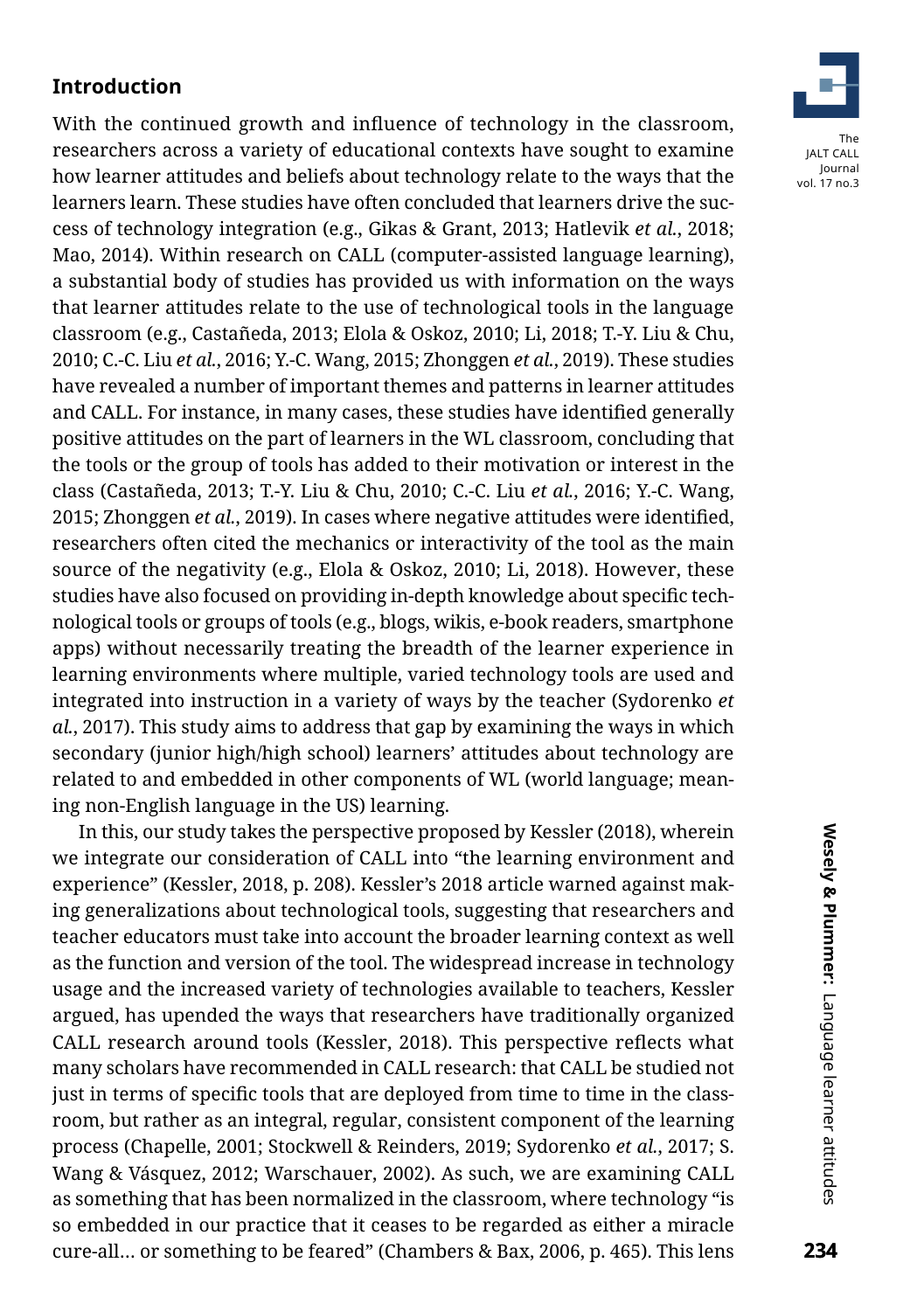## Introduction

With the continued growth and influence of technology in the classroom, researchers across a variety of educational contexts have sought to examine how learner attitudes and beliefs about technology relate to the ways that the learners learn. These studies have often concluded that learners drive the success of technology integration (e.g., Gikas & Grant, 2013; Hatlevik *et al.*, 2018; Mao, 2014). Within research on CALL (computer-assisted language learning), a substantial body of studies has provided us with information on the ways that learner attitudes relate to the use of technological tools in the language classroom (e.g., Castañeda, 2013; Elola & Oskoz, 2010; Li, 2018; T.-Y. Liu & Chu, 2010; C.-C. Liu *et al.*, 2016; Y.-C. Wang, 2015; Zhonggen *et al.*, 2019). These studies have revealed a number of important themes and patterns in learner attitudes and CALL. For instance, in many cases, these studies have identified generally positive attitudes on the part of learners in the WL classroom, concluding that the tools or the group of tools has added to their motivation or interest in the class (Castañeda, 2013; T.-Y. Liu & Chu, 2010; C.-C. Liu *et al.*, 2016; Y.-C. Wang, 2015; Zhonggen *et al.*, 2019). In cases where negative attitudes were identified, researchers often cited the mechanics or interactivity of the tool as the main source of the negativity (e.g., Elola & Oskoz, 2010; Li, 2018). However, these studies have also focused on providing in-depth knowledge about specific technological tools or groups of tools (e.g., blogs, wikis, e-book readers, smartphone apps) without necessarily treating the breadth of the learner experience in learning environments where multiple, varied technology tools are used and integrated into instruction in a variety of ways by the teacher (Sydorenko *et al.*, 2017). This study aims to address that gap by examining the ways in which secondary (junior high/high school) learners' attitudes about technology are related to and embedded in other components of WL (world language; meaning non-English language in the US) learning.

In this, our study takes the perspective proposed by Kessler (2018), wherein we integrate our consideration of CALL into "the learning environment and experience" (Kessler, 2018, p. 208). Kessler's 2018 article warned against making generalizations about technological tools, suggesting that researchers and teacher educators must take into account the broader learning context as well as the function and version of the tool. The widespread increase in technology usage and the increased variety of technologies available to teachers, Kessler argued, has upended the ways that researchers have traditionally organized CALL research around tools (Kessler, 2018). This perspective reflects what many scholars have recommended in CALL research: that CALL be studied not just in terms of specific tools that are deployed from time to time in the classroom, but rather as an integral, regular, consistent component of the learning process (Chapelle, 2001; Stockwell & Reinders, 2019; Sydorenko *et al.*, 2017; S. Wang & Vásquez, 2012; Warschauer, 2002). As such, we are examining CALL as something that has been normalized in the classroom, where technology "is so embedded in our practice that it ceases to be regarded as either a miracle cure-all… or something to be feared" (Chambers & Bax, 2006, p. 465). This lens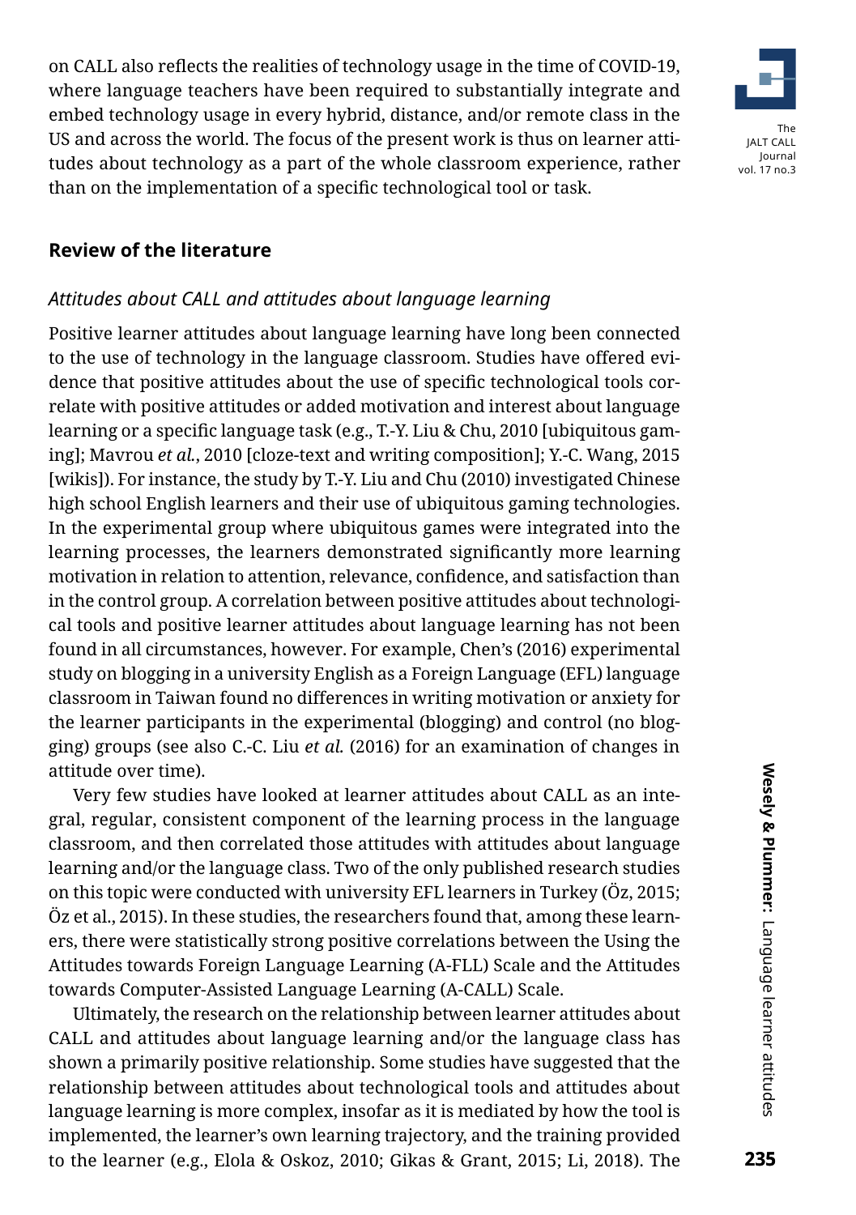on CALL also reflects the realities of technology usage in the time of COVID-19, where language teachers have been required to substantially integrate and embed technology usage in every hybrid, distance, and/or remote class in the US and across the world. The focus of the present work is thus on learner attitudes about technology as a part of the whole classroom experience, rather than on the implementation of a specific technological tool or task.

## Review of the literature

### *Attitudes about CALL and attitudes about language learning*

Positive learner attitudes about language learning have long been connected to the use of technology in the language classroom. Studies have offered evidence that positive attitudes about the use of specific technological tools correlate with positive attitudes or added motivation and interest about language learning or a specific language task (e.g., T.-Y. Liu & Chu, 2010 [ubiquitous gaming]; Mavrou *et al.*, 2010 [cloze-text and writing composition]; Y.-C. Wang, 2015 [wikis]). For instance, the study by T.-Y. Liu and Chu (2010) investigated Chinese high school English learners and their use of ubiquitous gaming technologies. In the experimental group where ubiquitous games were integrated into the learning processes, the learners demonstrated significantly more learning motivation in relation to attention, relevance, confidence, and satisfaction than in the control group. A correlation between positive attitudes about technological tools and positive learner attitudes about language learning has not been found in all circumstances, however. For example, Chen's (2016) experimental study on blogging in a university English as a Foreign Language (EFL) language classroom in Taiwan found no differences in writing motivation or anxiety for the learner participants in the experimental (blogging) and control (no blogging) groups (see also C.-C. Liu *et al.* (2016) for an examination of changes in attitude over time).

Very few studies have looked at learner attitudes about CALL as an integral, regular, consistent component of the learning process in the language classroom, and then correlated those attitudes with attitudes about language learning and/or the language class. Two of the only published research studies on this topic were conducted with university EFL learners in Turkey (Öz, 2015; Öz et al., 2015). In these studies, the researchers found that, among these learners, there were statistically strong positive correlations between the Using the Attitudes towards Foreign Language Learning (A-FLL) Scale and the Attitudes towards Computer-Assisted Language Learning (A-CALL) Scale.

Ultimately, the research on the relationship between learner attitudes about CALL and attitudes about language learning and/or the language class has shown a primarily positive relationship. Some studies have suggested that the relationship between attitudes about technological tools and attitudes about language learning is more complex, insofar as it is mediated by how the tool is implemented, the learner's own learning trajectory, and the training provided to the learner (e.g., Elola & Oskoz, 2010; Gikas & Grant, 2015; Li, 2018). The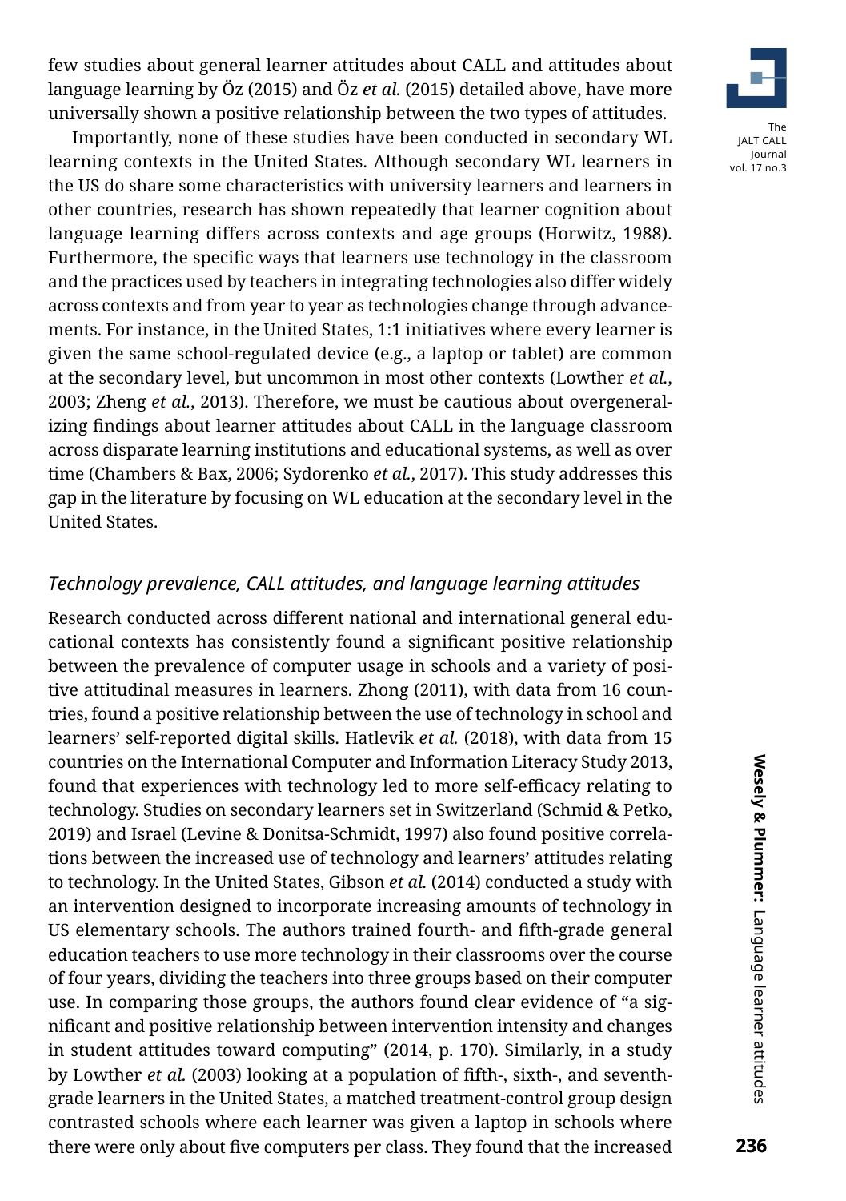few studies about general learner attitudes about CALL and attitudes about language learning by Öz (2015) and Öz *et al.* (2015) detailed above, have more universally shown a positive relationship between the two types of attitudes.

Importantly, none of these studies have been conducted in secondary WL learning contexts in the United States. Although secondary WL learners in the US do share some characteristics with university learners and learners in other countries, research has shown repeatedly that learner cognition about language learning differs across contexts and age groups (Horwitz, 1988). Furthermore, the specific ways that learners use technology in the classroom and the practices used by teachers in integrating technologies also differ widely across contexts and from year to year as technologies change through advancements. For instance, in the United States, 1:1 initiatives where every learner is given the same school-regulated device (e.g., a laptop or tablet) are common at the secondary level, but uncommon in most other contexts (Lowther *et al.*, 2003; Zheng *et al.*, 2013). Therefore, we must be cautious about overgeneralizing findings about learner attitudes about CALL in the language classroom across disparate learning institutions and educational systems, as well as over time (Chambers & Bax, 2006; Sydorenko *et al.*, 2017). This study addresses this gap in the literature by focusing on WL education at the secondary level in the United States.

### *Technology prevalence, CALL attitudes, and language learning attitudes*

Research conducted across different national and international general educational contexts has consistently found a significant positive relationship between the prevalence of computer usage in schools and a variety of positive attitudinal measures in learners. Zhong (2011), with data from 16 countries, found a positive relationship between the use of technology in school and learners' self-reported digital skills. Hatlevik *et al.* (2018), with data from 15 countries on the International Computer and Information Literacy Study 2013, found that experiences with technology led to more self-efficacy relating to technology. Studies on secondary learners set in Switzerland (Schmid & Petko, 2019) and Israel (Levine & Donitsa-Schmidt, 1997) also found positive correlations between the increased use of technology and learners' attitudes relating to technology. In the United States, Gibson *et al.* (2014) conducted a study with an intervention designed to incorporate increasing amounts of technology in US elementary schools. The authors trained fourth- and fifth-grade general education teachers to use more technology in their classrooms over the course of four years, dividing the teachers into three groups based on their computer use. In comparing those groups, the authors found clear evidence of "a significant and positive relationship between intervention intensity and changes in student attitudes toward computing" (2014, p. 170). Similarly, in a study by Lowther *et al.* (2003) looking at a population of fifth-, sixth-, and seventh-grade learners in the United States, a matched treatment-control group design contrasted schools where each learner was given a laptop in schools where there were only about five computers per class. They found that the increased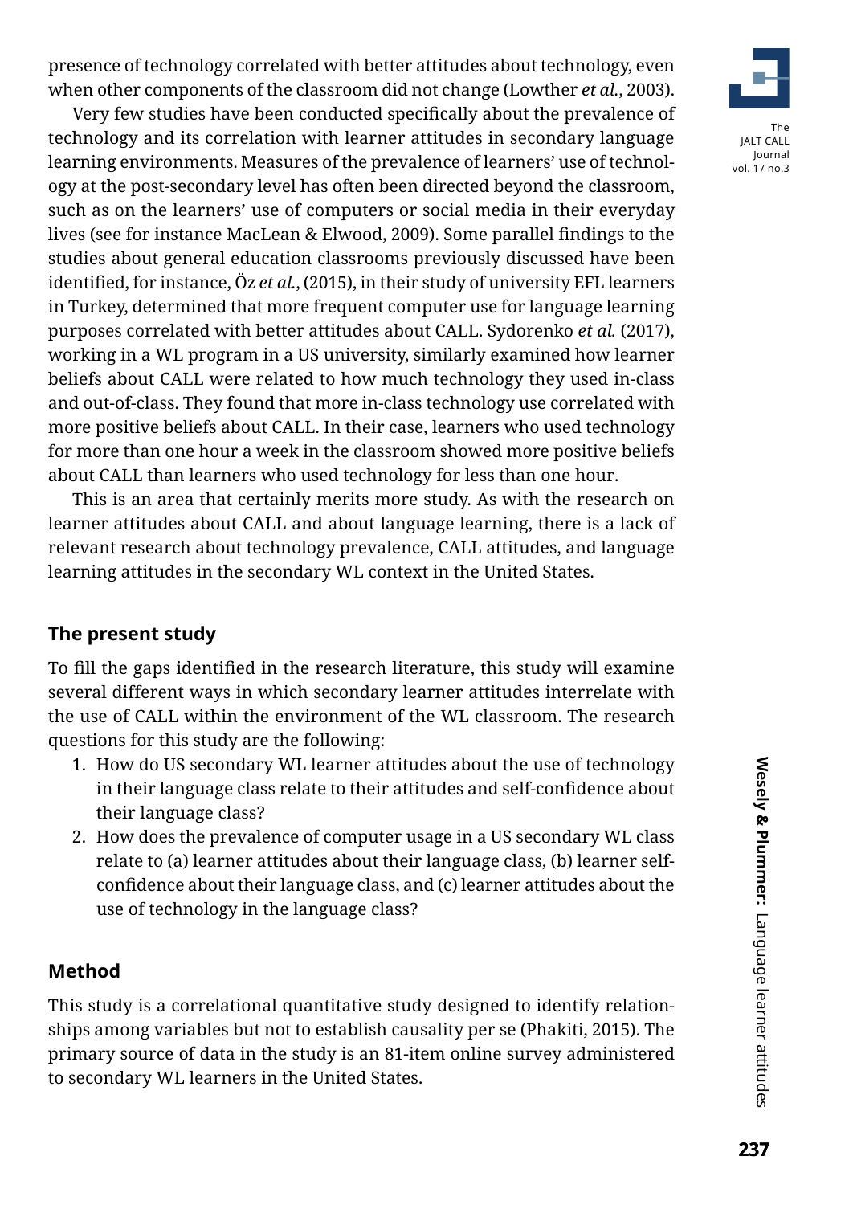presence of technology correlated with better attitudes about technology, even when other components of the classroom did not change (Lowther *et al.*, 2003).

Very few studies have been conducted specifically about the prevalence of technology and its correlation with learner attitudes in secondary language learning environments. Measures of the prevalence of learners' use of technology at the post-secondary level has often been directed beyond the classroom, such as on the learners' use of computers or social media in their everyday lives (see for instance MacLean & Elwood, 2009). Some parallel findings to the studies about general education classrooms previously discussed have been identified, for instance, Öz *et al.*, (2015), in their study of university EFL learners in Turkey, determined that more frequent computer use for language learning purposes correlated with better attitudes about CALL. Sydorenko *et al.* (2017), working in a WL program in a US university, similarly examined how learner beliefs about CALL were related to how much technology they used in-class and out-of-class. They found that more in-class technology use correlated with more positive beliefs about CALL. In their case, learners who used technology for more than one hour a week in the classroom showed more positive beliefs about CALL than learners who used technology for less than one hour.

This is an area that certainly merits more study. As with the research on learner attitudes about CALL and about language learning, there is a lack of relevant research about technology prevalence, CALL attitudes, and language learning attitudes in the secondary WL context in the United States.

## The present study

To fill the gaps identified in the research literature, this study will examine several different ways in which secondary learner attitudes interrelate with the use of CALL within the environment of the WL classroom. The research questions for this study are the following:

1. How do US secondary WL learner attitudes about the use of technology in their language class relate to their attitudes and self-confidence about their language class?
2. How does the prevalence of computer usage in a US secondary WL class relate to (a) learner attitudes about their language class, (b) learner self-confidence about their language class, and (c) learner attitudes about the use of technology in the language class?

## Method

This study is a correlational quantitative study designed to identify relationships among variables but not to establish causality per se (Phakiti, 2015). The primary source of data in the study is an 81-item online survey administered to secondary WL learners in the United States.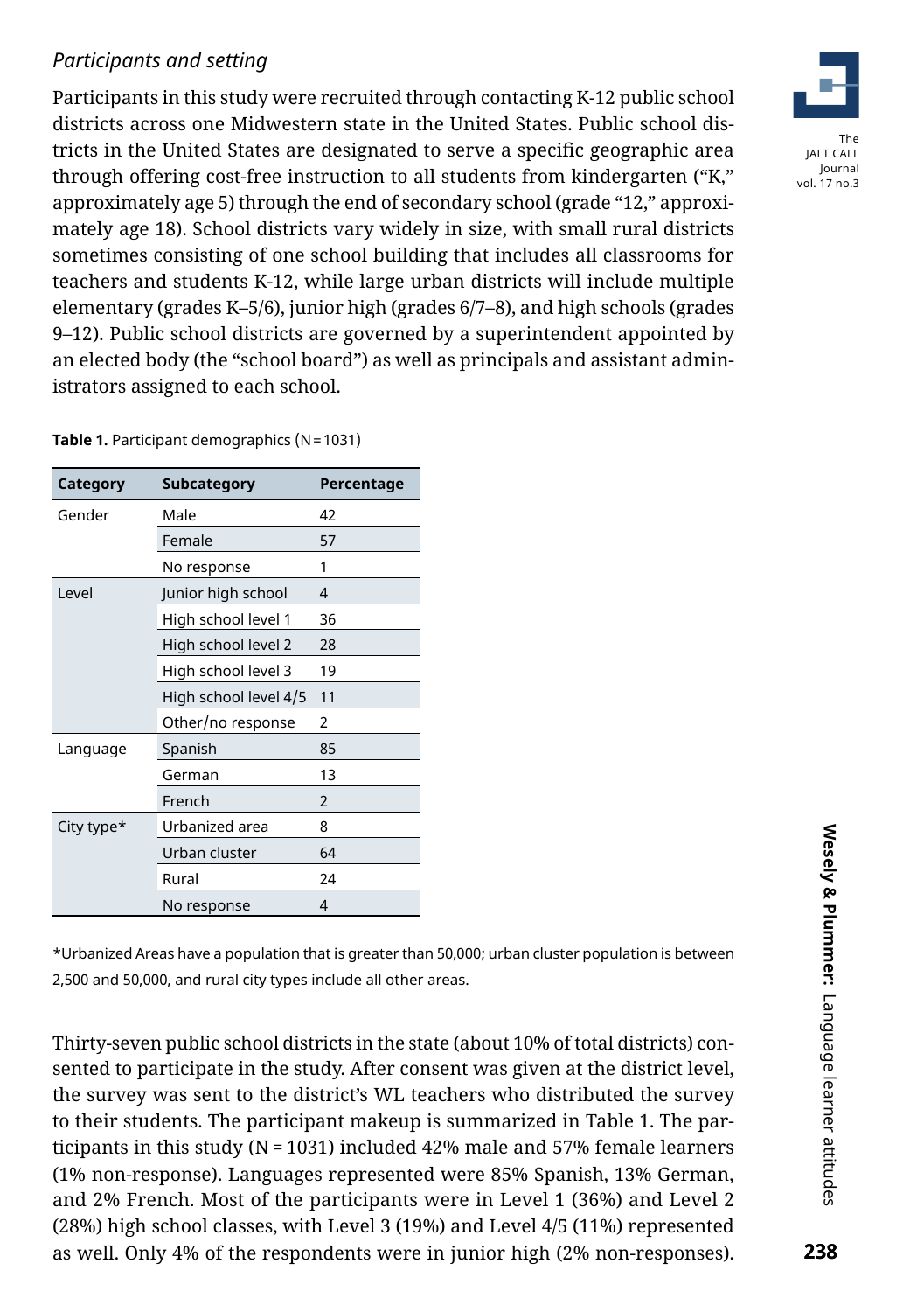*Participants and setting*

Participants in this study were recruited through contacting K-12 public school districts across one Midwestern state in the United States. Public school districts in the United States are designated to serve a specific geographic area through offering cost-free instruction to all students from kindergarten ("K," approximately age 5) through the end of secondary school (grade "12," approximately age 18). School districts vary widely in size, with small rural districts sometimes consisting of one school building that includes all classrooms for teachers and students K-12, while large urban districts will include multiple elementary (grades K–5/6), junior high (grades 6/7–8), and high schools (grades 9–12). Public school districts are governed by a superintendent appointed by an elected body (the "school board") as well as principals and assistant administrators assigned to each school.

**Table 1.** Participant demographics (N = 1031)

| Category | Subcategory | Percentage |
|---|---|---|
| Gender | Male | 42 |
| | Female | 57 |
| | No response | 1 |
| Level | Junior high school | 4 |
| | High school level 1 | 36 |
| | High school level 2 | 28 |
| | High school level 3 | 19 |
| | High school level 4/5 | 11 |
| | Other/no response | 2 |
| Language | Spanish | 85 |
| | German | 13 |
| | French | 2 |
| City type* | Urbanized area | 8 |
| | Urban cluster | 64 |
| | Rural | 24 |
| | No response | 4 |

*Urbanized Areas have a population that is greater than 50,000; urban cluster population is between 2,500 and 50,000, and rural city types include all other areas.

Thirty-seven public school districts in the state (about 10% of total districts) consented to participate in the study. After consent was given at the district level, the survey was sent to the district's WL teachers who distributed the survey to their students. The participant makeup is summarized in Table 1. The participants in this study (N = 1031) included 42% male and 57% female learners (1% non-response). Languages represented were 85% Spanish, 13% German, and 2% French. Most of the participants were in Level 1 (36%) and Level 2 (28%) high school classes, with Level 3 (19%) and Level 4/5 (11%) represented as well. Only 4% of the respondents were in junior high (2% non-responses).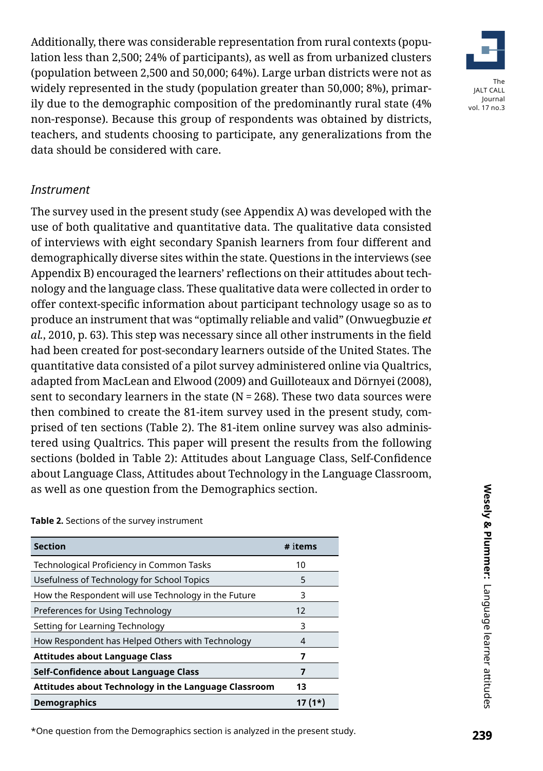Additionally, there was considerable representation from rural contexts (population less than 2,500; 24% of participants), as well as from urbanized clusters (population between 2,500 and 50,000; 64%). Large urban districts were not as widely represented in the study (population greater than 50,000; 8%), primarily due to the demographic composition of the predominantly rural state (4% non-response). Because this group of respondents was obtained by districts, teachers, and students choosing to participate, any generalizations from the data should be considered with care.

### *Instrument*

The survey used in the present study (see Appendix A) was developed with the use of both qualitative and quantitative data. The qualitative data consisted of interviews with eight secondary Spanish learners from four different and demographically diverse sites within the state. Questions in the interviews (see Appendix B) encouraged the learners' reflections on their attitudes about technology and the language class. These qualitative data were collected in order to offer context-specific information about participant technology usage so as to produce an instrument that was "optimally reliable and valid" (Onwuegbuzie *et al.*, 2010, p. 63). This step was necessary since all other instruments in the field had been created for post-secondary learners outside of the United States. The quantitative data consisted of a pilot survey administered online via Qualtrics, adapted from MacLean and Elwood (2009) and Guilloteaux and Dörnyei (2008), sent to secondary learners in the state (N = 268). These two data sources were then combined to create the 81-item survey used in the present study, comprised of ten sections (Table 2). The 81-item online survey was also administered using Qualtrics. This paper will present the results from the following sections (bolded in Table 2): Attitudes about Language Class, Self-Confidence about Language Class, Attitudes about Technology in the Language Classroom, as well as one question from the Demographics section.

**Table 2.** Sections of the survey instrument

| Section | # items |
|---|---|
| Technological Proficiency in Common Tasks | 10 |
| Usefulness of Technology for School Topics | 5 |
| How the Respondent will use Technology in the Future | 3 |
| Preferences for Using Technology | 12 |
| Setting for Learning Technology | 3 |
| How Respondent has Helped Others with Technology | 4 |
| **Attitudes about Language Class** | **7** |
| **Self-Confidence about Language Class** | **7** |
| **Attitudes about Technology in the Language Classroom** | **13** |
| **Demographics** | **17 (1*)** |

*One question from the Demographics section is analyzed in the present study.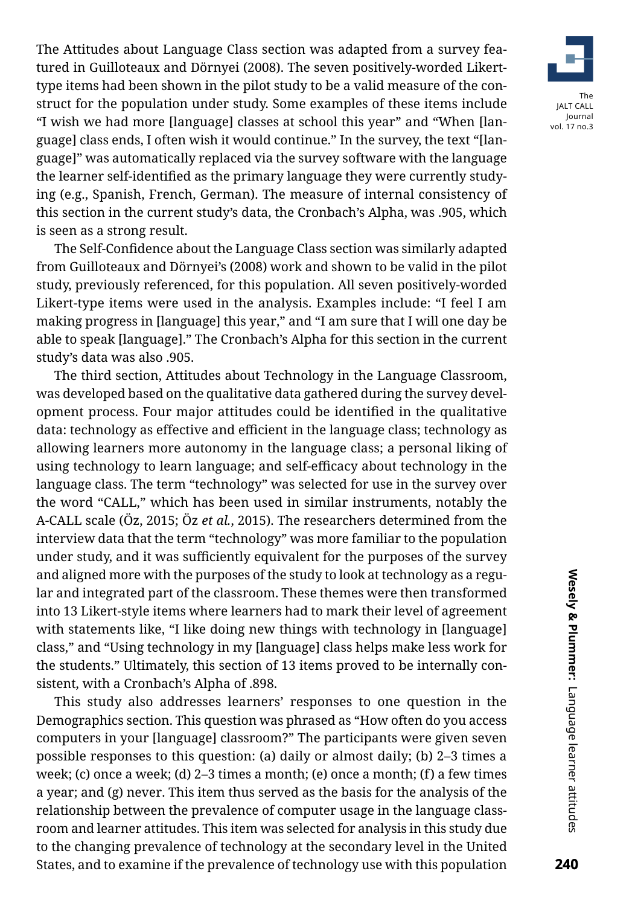The Attitudes about Language Class section was adapted from a survey featured in Guilloteaux and Dörnyei (2008). The seven positively-worded Likert-type items had been shown in the pilot study to be a valid measure of the construct for the population under study. Some examples of these items include "I wish we had more [language] classes at school this year" and "When [language] class ends, I often wish it would continue." In the survey, the text "[language]" was automatically replaced via the survey software with the language the learner self-identified as the primary language they were currently studying (e.g., Spanish, French, German). The measure of internal consistency of this section in the current study's data, the Cronbach's Alpha, was .905, which is seen as a strong result.

The Self-Confidence about the Language Class section was similarly adapted from Guilloteaux and Dörnyei's (2008) work and shown to be valid in the pilot study, previously referenced, for this population. All seven positively-worded Likert-type items were used in the analysis. Examples include: "I feel I am making progress in [language] this year," and "I am sure that I will one day be able to speak [language]." The Cronbach's Alpha for this section in the current study's data was also .905.

The third section, Attitudes about Technology in the Language Classroom, was developed based on the qualitative data gathered during the survey development process. Four major attitudes could be identified in the qualitative data: technology as effective and efficient in the language class; technology as allowing learners more autonomy in the language class; a personal liking of using technology to learn language; and self-efficacy about technology in the language class. The term "technology" was selected for use in the survey over the word "CALL," which has been used in similar instruments, notably the A-CALL scale (Öz, 2015; Öz *et al.*, 2015). The researchers determined from the interview data that the term "technology" was more familiar to the population under study, and it was sufficiently equivalent for the purposes of the survey and aligned more with the purposes of the study to look at technology as a regular and integrated part of the classroom. These themes were then transformed into 13 Likert-style items where learners had to mark their level of agreement with statements like, "I like doing new things with technology in [language] class," and "Using technology in my [language] class helps make less work for the students." Ultimately, this section of 13 items proved to be internally consistent, with a Cronbach's Alpha of .898.

This study also addresses learners' responses to one question in the Demographics section. This question was phrased as "How often do you access computers in your [language] classroom?" The participants were given seven possible responses to this question: (a) daily or almost daily; (b) 2–3 times a week; (c) once a week; (d) 2–3 times a month; (e) once a month; (f) a few times a year; and (g) never. This item thus served as the basis for the analysis of the relationship between the prevalence of computer usage in the language classroom and learner attitudes. This item was selected for analysis in this study due to the changing prevalence of technology at the secondary level in the United States, and to examine if the prevalence of technology use with this population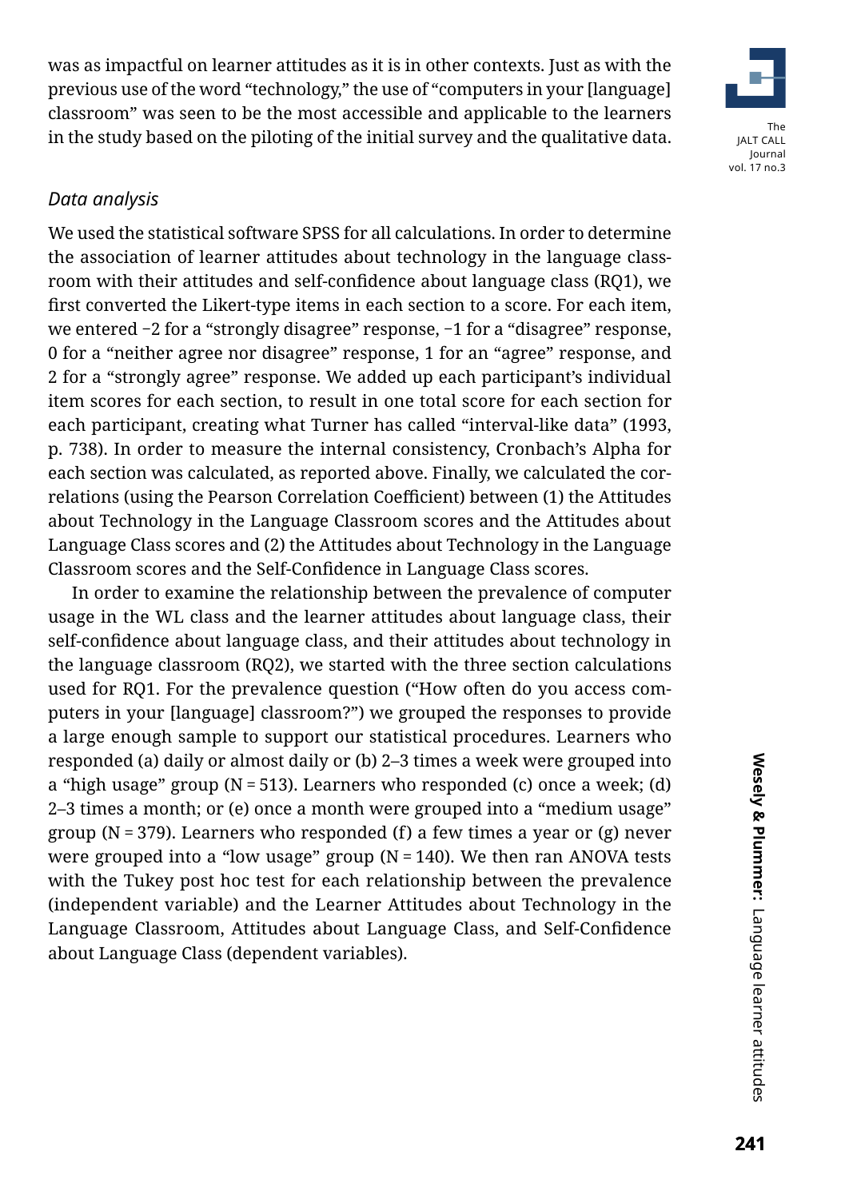was as impactful on learner attitudes as it is in other contexts. Just as with the previous use of the word "technology," the use of "computers in your [language] classroom" was seen to be the most accessible and applicable to the learners in the study based on the piloting of the initial survey and the qualitative data.

### *Data analysis*

We used the statistical software SPSS for all calculations. In order to determine the association of learner attitudes about technology in the language classroom with their attitudes and self-confidence about language class (RQ1), we first converted the Likert-type items in each section to a score. For each item, we entered −2 for a "strongly disagree" response, −1 for a "disagree" response, 0 for a "neither agree nor disagree" response, 1 for an "agree" response, and 2 for a "strongly agree" response. We added up each participant's individual item scores for each section, to result in one total score for each section for each participant, creating what Turner has called "interval-like data" (1993, p. 738). In order to measure the internal consistency, Cronbach's Alpha for each section was calculated, as reported above. Finally, we calculated the correlations (using the Pearson Correlation Coefficient) between (1) the Attitudes about Technology in the Language Classroom scores and the Attitudes about Language Class scores and (2) the Attitudes about Technology in the Language Classroom scores and the Self-Confidence in Language Class scores.

In order to examine the relationship between the prevalence of computer usage in the WL class and the learner attitudes about language class, their self-confidence about language class, and their attitudes about technology in the language classroom (RQ2), we started with the three section calculations used for RQ1. For the prevalence question ("How often do you access computers in your [language] classroom?") we grouped the responses to provide a large enough sample to support our statistical procedures. Learners who responded (a) daily or almost daily or (b) 2–3 times a week were grouped into a "high usage" group ($N = 513$). Learners who responded (c) once a week; (d) 2–3 times a month; or (e) once a month were grouped into a "medium usage" group ($N = 379$). Learners who responded (f) a few times a year or (g) never were grouped into a "low usage" group ($N = 140$). We then ran ANOVA tests with the Tukey post hoc test for each relationship between the prevalence (independent variable) and the Learner Attitudes about Technology in the Language Classroom, Attitudes about Language Class, and Self-Confidence about Language Class (dependent variables).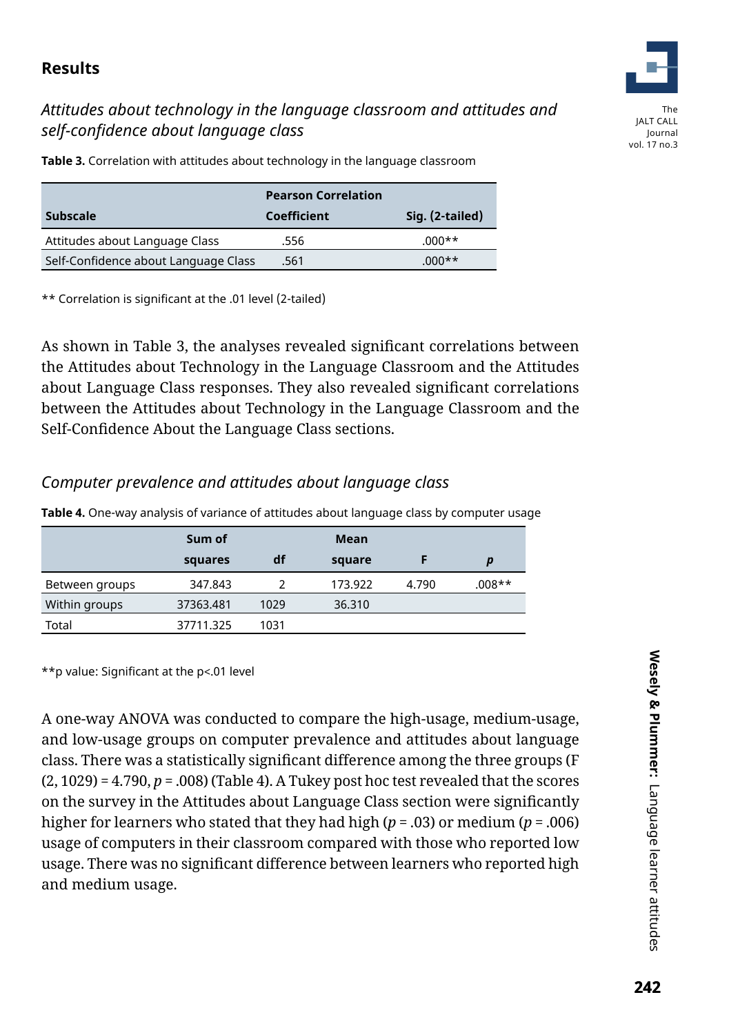## Results

### *Attitudes about technology in the language classroom and attitudes and self-confidence about language class*

**Table 3.** Correlation with attitudes about technology in the language classroom

| Subscale | Pearson Correlation Coefficient | Sig. (2-tailed) |
|---|---|---|
| Attitudes about Language Class | .556 | .000** |
| Self-Confidence about Language Class | .561 | .000** |

** Correlation is significant at the .01 level (2-tailed)

As shown in Table 3, the analyses revealed significant correlations between the Attitudes about Technology in the Language Classroom and the Attitudes about Language Class responses. They also revealed significant correlations between the Attitudes about Technology in the Language Classroom and the Self-Confidence About the Language Class sections.

### *Computer prevalence and attitudes about language class*

**Table 4.** One-way analysis of variance of attitudes about language class by computer usage

| | Sum of squares | df | Mean square | F | *p* |
|---|---|---|---|---|---|
| Between groups | 347.843 | 2 | 173.922 | 4.790 | .008** |
| Within groups | 37363.481 | 1029 | 36.310 | | |
| Total | 37711.325 | 1031 | | | |

**p value: Significant at the p<.01 level

A one-way ANOVA was conducted to compare the high-usage, medium-usage, and low-usage groups on computer prevalence and attitudes about language class. There was a statistically significant difference among the three groups ($F(2, 1029) = 4.790$, $p = .008$) (Table 4). A Tukey post hoc test revealed that the scores on the survey in the Attitudes about Language Class section were significantly higher for learners who stated that they had high ($p = .03$) or medium ($p = .006$) usage of computers in their classroom compared with those who reported low usage. There was no significant difference between learners who reported high and medium usage.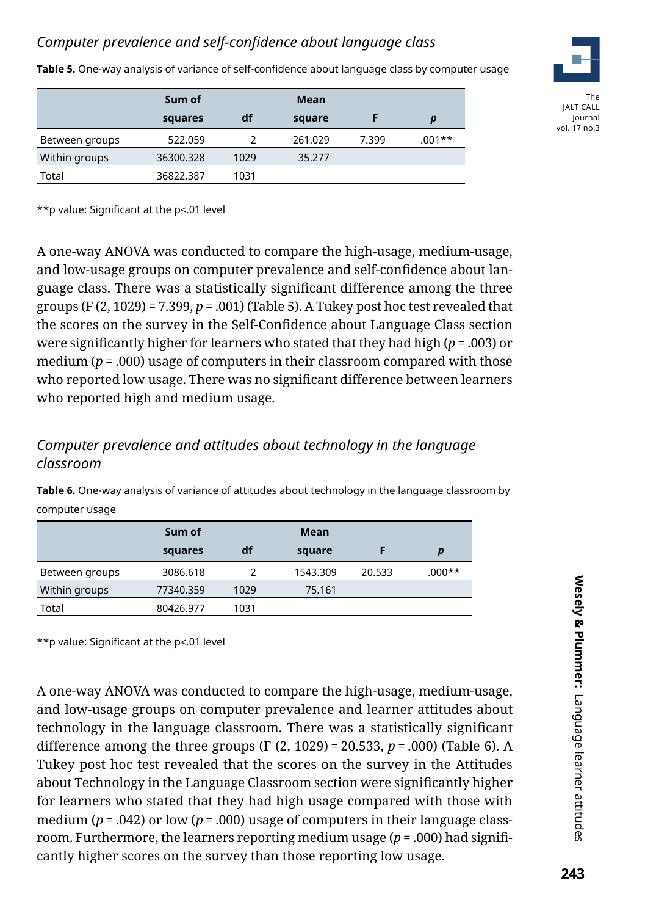### *Computer prevalence and self-confidence about language class*

**Table 5.** One-way analysis of variance of self-confidence about language class by computer usage

| | Sum of squares | df | Mean square | F | *p* |
|---|---|---|---|---|---|
| Between groups | 522.059 | 2 | 261.029 | 7.399 | .001** |
| Within groups | 36300.328 | 1029 | 35.277 | | |
| Total | 36822.387 | 1031 | | | |

**p value: Significant at the p<.01 level

A one-way ANOVA was conducted to compare the high-usage, medium-usage, and low-usage groups on computer prevalence and self-confidence about language class. There was a statistically significant difference among the three groups (F (2, 1029) = 7.399, *p* = .001) (Table 5). A Tukey post hoc test revealed that the scores on the survey in the Self-Confidence about Language Class section were significantly higher for learners who stated that they had high (*p* = .003) or medium (*p* = .000) usage of computers in their classroom compared with those who reported low usage. There was no significant difference between learners who reported high and medium usage.

### *Computer prevalence and attitudes about technology in the language classroom*

**Table 6.** One-way analysis of variance of attitudes about technology in the language classroom by computer usage

| | Sum of squares | df | Mean square | F | *p* |
|---|---|---|---|---|---|
| Between groups | 3086.618 | 2 | 1543.309 | 20.533 | .000** |
| Within groups | 77340.359 | 1029 | 75.161 | | |
| Total | 80426.977 | 1031 | | | |

**p value: Significant at the p<.01 level

A one-way ANOVA was conducted to compare the high-usage, medium-usage, and low-usage groups on computer prevalence and learner attitudes about technology in the language classroom. There was a statistically significant difference among the three groups (F (2, 1029) = 20.533, *p* = .000) (Table 6). A Tukey post hoc test revealed that the scores on the survey in the Attitudes about Technology in the Language Classroom section were significantly higher for learners who stated that they had high usage compared with those with medium (*p* = .042) or low (*p* = .000) usage of computers in their language classroom. Furthermore, the learners reporting medium usage (*p* = .000) had significantly higher scores on the survey than those reporting low usage.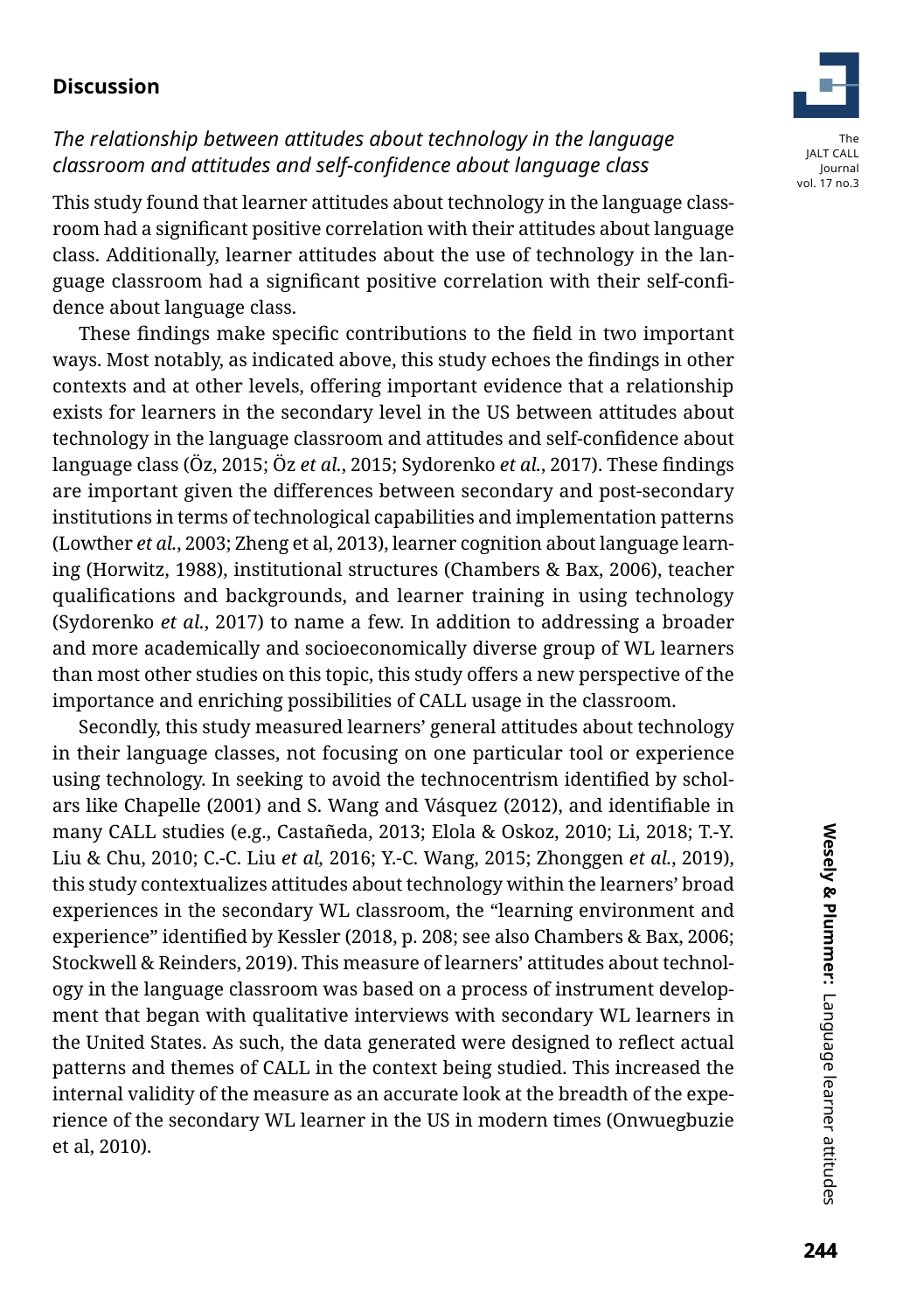## Discussion

### *The relationship between attitudes about technology in the language classroom and attitudes and self-confidence about language class*

This study found that learner attitudes about technology in the language classroom had a significant positive correlation with their attitudes about language class. Additionally, learner attitudes about the use of technology in the language classroom had a significant positive correlation with their self-confidence about language class.

These findings make specific contributions to the field in two important ways. Most notably, as indicated above, this study echoes the findings in other contexts and at other levels, offering important evidence that a relationship exists for learners in the secondary level in the US between attitudes about technology in the language classroom and attitudes and self-confidence about language class (Öz, 2015; Öz *et al.*, 2015; Sydorenko *et al.*, 2017). These findings are important given the differences between secondary and post-secondary institutions in terms of technological capabilities and implementation patterns (Lowther *et al.*, 2003; Zheng et al, 2013), learner cognition about language learning (Horwitz, 1988), institutional structures (Chambers & Bax, 2006), teacher qualifications and backgrounds, and learner training in using technology (Sydorenko *et al.*, 2017) to name a few. In addition to addressing a broader and more academically and socioeconomically diverse group of WL learners than most other studies on this topic, this study offers a new perspective of the importance and enriching possibilities of CALL usage in the classroom.

Secondly, this study measured learners' general attitudes about technology in their language classes, not focusing on one particular tool or experience using technology. In seeking to avoid the technocentrism identified by scholars like Chapelle (2001) and S. Wang and Vásquez (2012), and identifiable in many CALL studies (e.g., Castañeda, 2013; Elola & Oskoz, 2010; Li, 2018; T.-Y. Liu & Chu, 2010; C.-C. Liu *et al,* 2016; Y.-C. Wang, 2015; Zhonggen *et al.*, 2019), this study contextualizes attitudes about technology within the learners' broad experiences in the secondary WL classroom, the "learning environment and experience" identified by Kessler (2018, p. 208; see also Chambers & Bax, 2006; Stockwell & Reinders, 2019). This measure of learners' attitudes about technology in the language classroom was based on a process of instrument development that began with qualitative interviews with secondary WL learners in the United States. As such, the data generated were designed to reflect actual patterns and themes of CALL in the context being studied. This increased the internal validity of the measure as an accurate look at the breadth of the experience of the secondary WL learner in the US in modern times (Onwuegbuzie et al, 2010).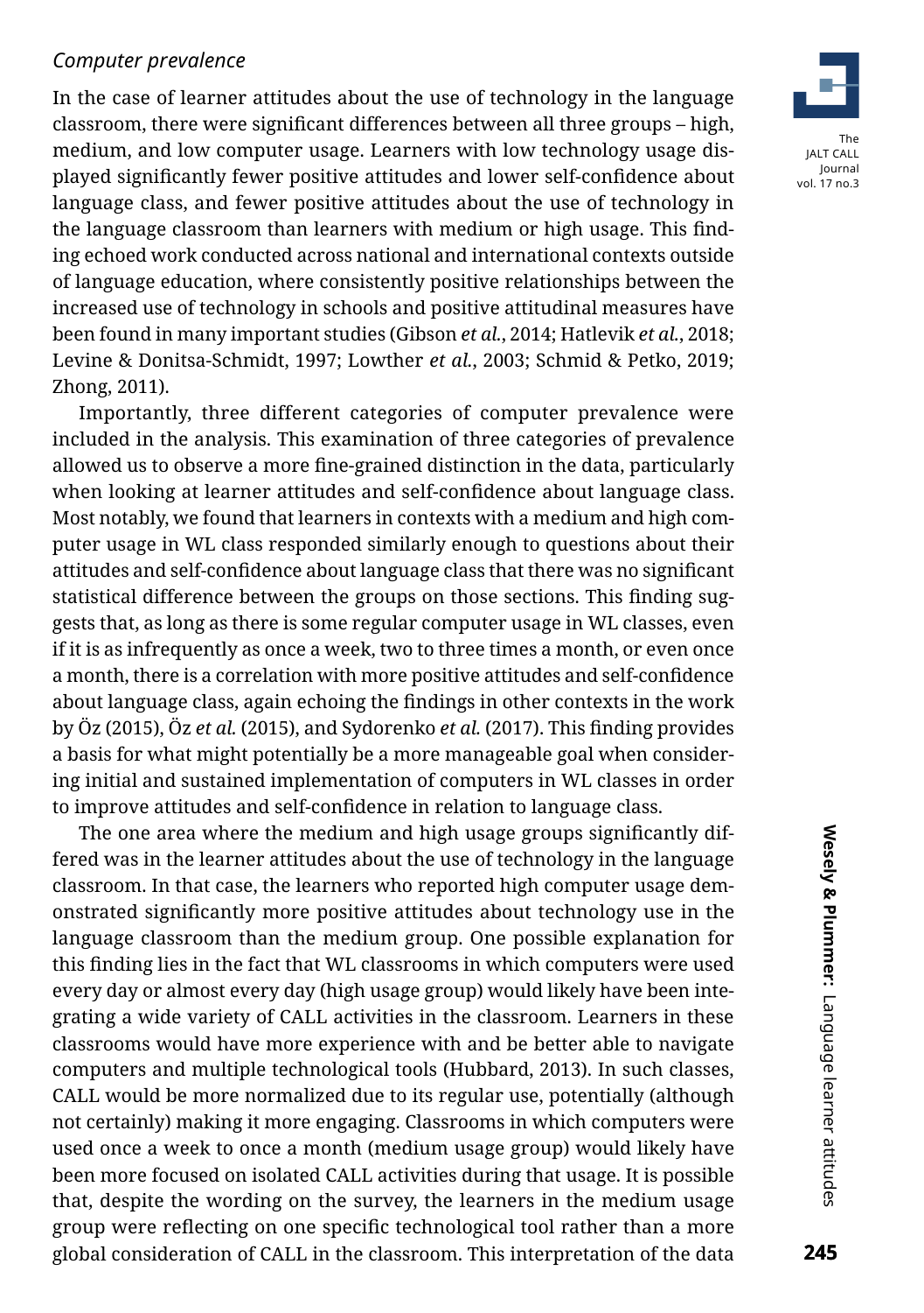*Computer prevalence*

In the case of learner attitudes about the use of technology in the language classroom, there were significant differences between all three groups – high, medium, and low computer usage. Learners with low technology usage displayed significantly fewer positive attitudes and lower self-confidence about language class, and fewer positive attitudes about the use of technology in the language classroom than learners with medium or high usage. This finding echoed work conducted across national and international contexts outside of language education, where consistently positive relationships between the increased use of technology in schools and positive attitudinal measures have been found in many important studies (Gibson *et al.*, 2014; Hatlevik *et al.*, 2018; Levine & Donitsa-Schmidt, 1997; Lowther *et al.*, 2003; Schmid & Petko, 2019; Zhong, 2011).

Importantly, three different categories of computer prevalence were included in the analysis. This examination of three categories of prevalence allowed us to observe a more fine-grained distinction in the data, particularly when looking at learner attitudes and self-confidence about language class. Most notably, we found that learners in contexts with a medium and high computer usage in WL class responded similarly enough to questions about their attitudes and self-confidence about language class that there was no significant statistical difference between the groups on those sections. This finding suggests that, as long as there is some regular computer usage in WL classes, even if it is as infrequently as once a week, two to three times a month, or even once a month, there is a correlation with more positive attitudes and self-confidence about language class, again echoing the findings in other contexts in the work by Öz (2015), Öz *et al.* (2015), and Sydorenko *et al.* (2017). This finding provides a basis for what might potentially be a more manageable goal when considering initial and sustained implementation of computers in WL classes in order to improve attitudes and self-confidence in relation to language class.

The one area where the medium and high usage groups significantly differed was in the learner attitudes about the use of technology in the language classroom. In that case, the learners who reported high computer usage demonstrated significantly more positive attitudes about technology use in the language classroom than the medium group. One possible explanation for this finding lies in the fact that WL classrooms in which computers were used every day or almost every day (high usage group) would likely have been integrating a wide variety of CALL activities in the classroom. Learners in these classrooms would have more experience with and be better able to navigate computers and multiple technological tools (Hubbard, 2013). In such classes, CALL would be more normalized due to its regular use, potentially (although not certainly) making it more engaging. Classrooms in which computers were used once a week to once a month (medium usage group) would likely have been more focused on isolated CALL activities during that usage. It is possible that, despite the wording on the survey, the learners in the medium usage group were reflecting on one specific technological tool rather than a more global consideration of CALL in the classroom. This interpretation of the data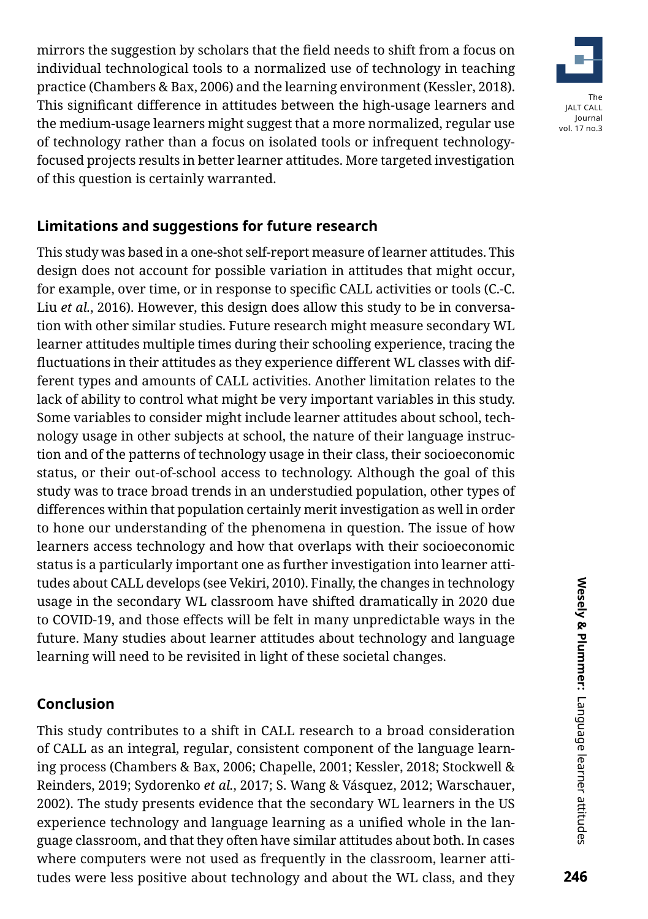mirrors the suggestion by scholars that the field needs to shift from a focus on individual technological tools to a normalized use of technology in teaching practice (Chambers & Bax, 2006) and the learning environment (Kessler, 2018). This significant difference in attitudes between the high-usage learners and the medium-usage learners might suggest that a more normalized, regular use of technology rather than a focus on isolated tools or infrequent technology-focused projects results in better learner attitudes. More targeted investigation of this question is certainly warranted.

## Limitations and suggestions for future research

This study was based in a one-shot self-report measure of learner attitudes. This design does not account for possible variation in attitudes that might occur, for example, over time, or in response to specific CALL activities or tools (C.-C. Liu *et al.*, 2016). However, this design does allow this study to be in conversation with other similar studies. Future research might measure secondary WL learner attitudes multiple times during their schooling experience, tracing the fluctuations in their attitudes as they experience different WL classes with different types and amounts of CALL activities. Another limitation relates to the lack of ability to control what might be very important variables in this study. Some variables to consider might include learner attitudes about school, technology usage in other subjects at school, the nature of their language instruction and of the patterns of technology usage in their class, their socioeconomic status, or their out-of-school access to technology. Although the goal of this study was to trace broad trends in an understudied population, other types of differences within that population certainly merit investigation as well in order to hone our understanding of the phenomena in question. The issue of how learners access technology and how that overlaps with their socioeconomic status is a particularly important one as further investigation into learner attitudes about CALL develops (see Vekiri, 2010). Finally, the changes in technology usage in the secondary WL classroom have shifted dramatically in 2020 due to COVID-19, and those effects will be felt in many unpredictable ways in the future. Many studies about learner attitudes about technology and language learning will need to be revisited in light of these societal changes.

## Conclusion

This study contributes to a shift in CALL research to a broad consideration of CALL as an integral, regular, consistent component of the language learning process (Chambers & Bax, 2006; Chapelle, 2001; Kessler, 2018; Stockwell & Reinders, 2019; Sydorenko *et al.*, 2017; S. Wang & Vásquez, 2012; Warschauer, 2002). The study presents evidence that the secondary WL learners in the US experience technology and language learning as a unified whole in the language classroom, and that they often have similar attitudes about both. In cases where computers were not used as frequently in the classroom, learner attitudes were less positive about technology and about the WL class, and they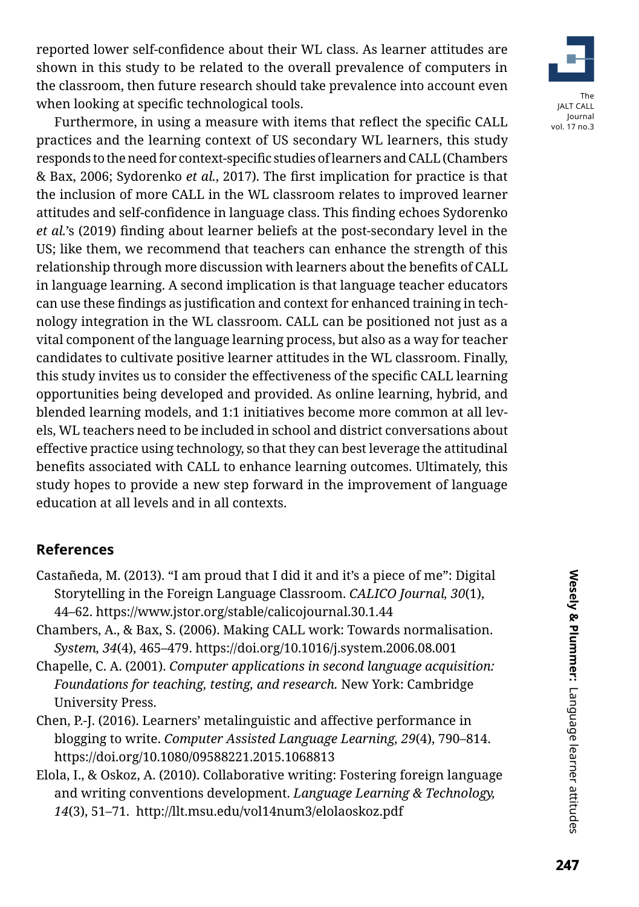reported lower self-confidence about their WL class. As learner attitudes are shown in this study to be related to the overall prevalence of computers in the classroom, then future research should take prevalence into account even when looking at specific technological tools.

Furthermore, in using a measure with items that reflect the specific CALL practices and the learning context of US secondary WL learners, this study responds to the need for context-specific studies of learners and CALL (Chambers & Bax, 2006; Sydorenko *et al.*, 2017). The first implication for practice is that the inclusion of more CALL in the WL classroom relates to improved learner attitudes and self-confidence in language class. This finding echoes Sydorenko *et al.*'s (2019) finding about learner beliefs at the post-secondary level in the US; like them, we recommend that teachers can enhance the strength of this relationship through more discussion with learners about the benefits of CALL in language learning. A second implication is that language teacher educators can use these findings as justification and context for enhanced training in technology integration in the WL classroom. CALL can be positioned not just as a vital component of the language learning process, but also as a way for teacher candidates to cultivate positive learner attitudes in the WL classroom. Finally, this study invites us to consider the effectiveness of the specific CALL learning opportunities being developed and provided. As online learning, hybrid, and blended learning models, and 1:1 initiatives become more common at all levels, WL teachers need to be included in school and district conversations about effective practice using technology, so that they can best leverage the attitudinal benefits associated with CALL to enhance learning outcomes. Ultimately, this study hopes to provide a new step forward in the improvement of language education at all levels and in all contexts.

## References

Castañeda, M. (2013). "I am proud that I did it and it's a piece of me": Digital Storytelling in the Foreign Language Classroom. *CALICO Journal, 30*(1), 44–62. https://www.jstor.org/stable/calicojournal.30.1.44

Chambers, A., & Bax, S. (2006). Making CALL work: Towards normalisation. *System, 34*(4), 465–479. https://doi.org/10.1016/j.system.2006.08.001

Chapelle, C. A. (2001). *Computer applications in second language acquisition: Foundations for teaching, testing, and research.* New York: Cambridge University Press.

Chen, P.-J. (2016). Learners' metalinguistic and affective performance in blogging to write. *Computer Assisted Language Learning, 29*(4), 790–814. https://doi.org/10.1080/09588221.2015.1068813

Elola, I., & Oskoz, A. (2010). Collaborative writing: Fostering foreign language and writing conventions development. *Language Learning & Technology, 14*(3), 51–71. http://llt.msu.edu/vol14num3/elolaoskoz.pdf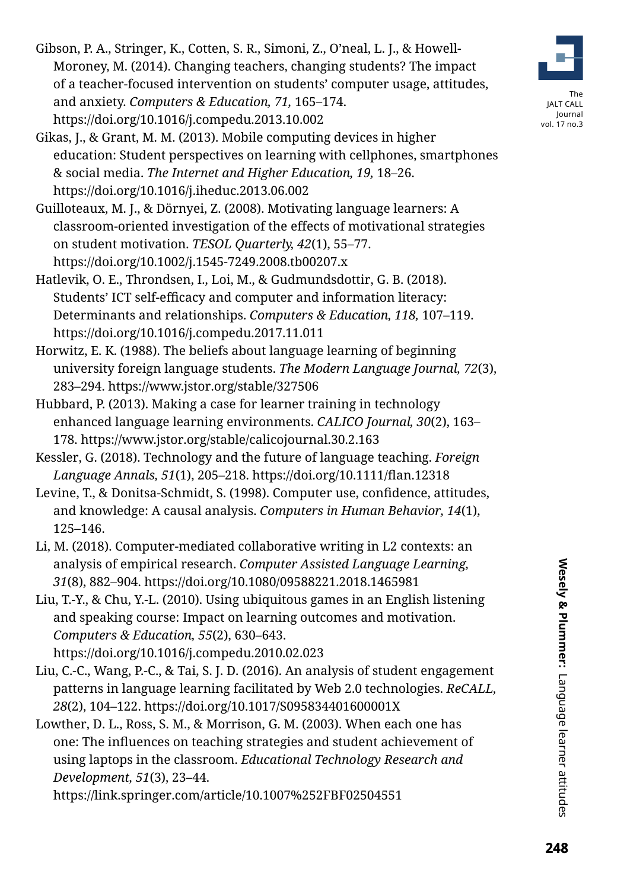Gibson, P. A., Stringer, K., Cotten, S. R., Simoni, Z., O'neal, L. J., & Howell-Moroney, M. (2014). Changing teachers, changing students? The impact of a teacher-focused intervention on students' computer usage, attitudes, and anxiety. *Computers & Education, 71,* 165–174. https://doi.org/10.1016/j.compedu.2013.10.002

Gikas, J., & Grant, M. M. (2013). Mobile computing devices in higher education: Student perspectives on learning with cellphones, smartphones & social media. *The Internet and Higher Education, 19,* 18–26. https://doi.org/10.1016/j.iheduc.2013.06.002

Guilloteaux, M. J., & Dörnyei, Z. (2008). Motivating language learners: A classroom-oriented investigation of the effects of motivational strategies on student motivation. *TESOL Quarterly, 42*(1), 55–77. https://doi.org/10.1002/j.1545-7249.2008.tb00207.x

Hatlevik, O. E., Throndsen, I., Loi, M., & Gudmundsdottir, G. B. (2018). Students' ICT self-efficacy and computer and information literacy: Determinants and relationships. *Computers & Education, 118,* 107–119. https://doi.org/10.1016/j.compedu.2017.11.011

Horwitz, E. K. (1988). The beliefs about language learning of beginning university foreign language students. *The Modern Language Journal, 72*(3), 283–294. https://www.jstor.org/stable/327506

Hubbard, P. (2013). Making a case for learner training in technology enhanced language learning environments. *CALICO Journal, 30*(2), 163–178. https://www.jstor.org/stable/calicojournal.30.2.163

Kessler, G. (2018). Technology and the future of language teaching. *Foreign Language Annals, 51*(1), 205–218. https://doi.org/10.1111/flan.12318

Levine, T., & Donitsa-Schmidt, S. (1998). Computer use, confidence, attitudes, and knowledge: A causal analysis. *Computers in Human Behavior, 14*(1), 125–146.

Li, M. (2018). Computer-mediated collaborative writing in L2 contexts: an analysis of empirical research. *Computer Assisted Language Learning, 31*(8), 882–904. https://doi.org/10.1080/09588221.2018.1465981

Liu, T.-Y., & Chu, Y.-L. (2010). Using ubiquitous games in an English listening and speaking course: Impact on learning outcomes and motivation. *Computers & Education, 55*(2), 630–643. https://doi.org/10.1016/j.compedu.2010.02.023

Liu, C.-C., Wang, P.-C., & Tai, S. J. D. (2016). An analysis of student engagement patterns in language learning facilitated by Web 2.0 technologies. *ReCALL, 28*(2), 104–122. https://doi.org/10.1017/S095834401600001X

Lowther, D. L., Ross, S. M., & Morrison, G. M. (2003). When each one has one: The influences on teaching strategies and student achievement of using laptops in the classroom. *Educational Technology Research and Development, 51*(3), 23–44. https://link.springer.com/article/10.1007%252FBF02504551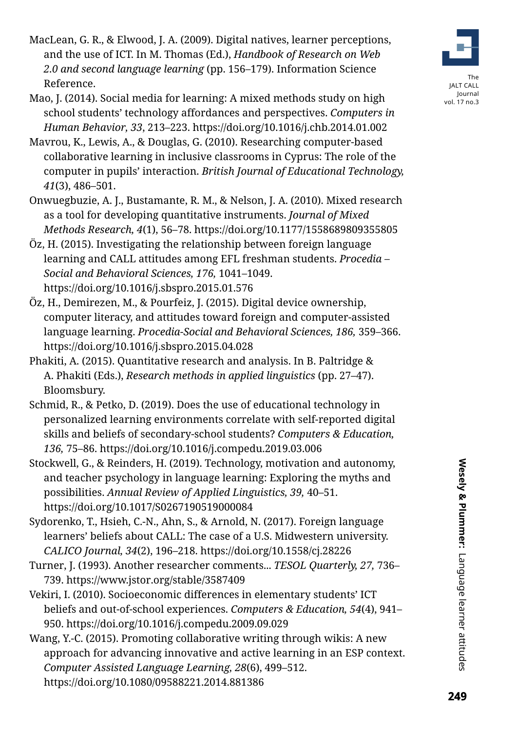MacLean, G. R., & Elwood, J. A. (2009). Digital natives, learner perceptions, and the use of ICT. In M. Thomas (Ed.), *Handbook of Research on Web 2.0 and second language learning* (pp. 156–179). Information Science Reference.

Mao, J. (2014). Social media for learning: A mixed methods study on high school students' technology affordances and perspectives. *Computers in Human Behavior, 33*, 213–223. https://doi.org/10.1016/j.chb.2014.01.002

Mavrou, K., Lewis, A., & Douglas, G. (2010). Researching computer-based collaborative learning in inclusive classrooms in Cyprus: The role of the computer in pupils' interaction. *British Journal of Educational Technology, 41*(3), 486–501.

Onwuegbuzie, A. J., Bustamante, R. M., & Nelson, J. A. (2010). Mixed research as a tool for developing quantitative instruments. *Journal of Mixed Methods Research, 4*(1), 56–78. https://doi.org/10.1177/1558689809355805

Öz, H. (2015). Investigating the relationship between foreign language learning and CALL attitudes among EFL freshman students. *Procedia – Social and Behavioral Sciences, 176,* 1041–1049. https://doi.org/10.1016/j.sbspro.2015.01.576

Öz, H., Demirezen, M., & Pourfeiz, J. (2015). Digital device ownership, computer literacy, and attitudes toward foreign and computer-assisted language learning. *Procedia-Social and Behavioral Sciences, 186,* 359–366. https://doi.org/10.1016/j.sbspro.2015.04.028

Phakiti, A. (2015). Quantitative research and analysis. In B. Paltridge & A. Phakiti (Eds.), *Research methods in applied linguistics* (pp. 27–47). Bloomsbury.

Schmid, R., & Petko, D. (2019). Does the use of educational technology in personalized learning environments correlate with self-reported digital skills and beliefs of secondary-school students? *Computers & Education, 136,* 75–86. https://doi.org/10.1016/j.compedu.2019.03.006

Stockwell, G., & Reinders, H. (2019). Technology, motivation and autonomy, and teacher psychology in language learning: Exploring the myths and possibilities. *Annual Review of Applied Linguistics, 39,* 40–51. https://doi.org/10.1017/S0267190519000084

Sydorenko, T., Hsieh, C.-N., Ahn, S., & Arnold, N. (2017). Foreign language learners' beliefs about CALL: The case of a U.S. Midwestern university. *CALICO Journal, 34*(2), 196–218. https://doi.org/10.1558/cj.28226

Turner, J. (1993). Another researcher comments... *TESOL Quarterly, 27,* 736–739. https://www.jstor.org/stable/3587409

Vekiri, I. (2010). Socioeconomic differences in elementary students' ICT beliefs and out-of-school experiences. *Computers & Education, 54*(4), 941–950. https://doi.org/10.1016/j.compedu.2009.09.029

Wang, Y.-C. (2015). Promoting collaborative writing through wikis: A new approach for advancing innovative and active learning in an ESP context. *Computer Assisted Language Learning, 28*(6), 499–512. https://doi.org/10.1080/09588221.2014.881386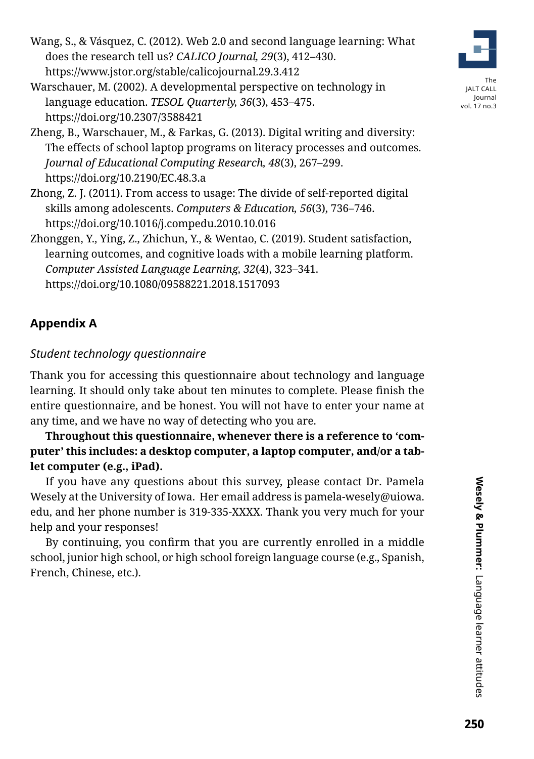Wang, S., & Vásquez, C. (2012). Web 2.0 and second language learning: What does the research tell us? *CALICO Journal, 29*(3), 412–430. https://www.jstor.org/stable/calicojournal.29.3.412

Warschauer, M. (2002). A developmental perspective on technology in language education. *TESOL Quarterly, 36*(3), 453–475. https://doi.org/10.2307/3588421

Zheng, B., Warschauer, M., & Farkas, G. (2013). Digital writing and diversity: The effects of school laptop programs on literacy processes and outcomes. *Journal of Educational Computing Research, 48*(3), 267–299. https://doi.org/10.2190/EC.48.3.a

Zhong, Z. J. (2011). From access to usage: The divide of self-reported digital skills among adolescents. *Computers & Education, 56*(3), 736–746. https://doi.org/10.1016/j.compedu.2010.10.016

Zhonggen, Y., Ying, Z., Zhichun, Y., & Wentao, C. (2019). Student satisfaction, learning outcomes, and cognitive loads with a mobile learning platform. *Computer Assisted Language Learning, 32*(4), 323–341. https://doi.org/10.1080/09588221.2018.1517093

## Appendix A

### *Student technology questionnaire*

Thank you for accessing this questionnaire about technology and language learning. It should only take about ten minutes to complete. Please finish the entire questionnaire, and be honest. You will not have to enter your name at any time, and we have no way of detecting who you are.

**Throughout this questionnaire, whenever there is a reference to 'computer' this includes: a desktop computer, a laptop computer, and/or a tablet computer (e.g., iPad).**

If you have any questions about this survey, please contact Dr. Pamela Wesely at the University of Iowa. Her email address is pamela-wesely@uiowa.edu, and her phone number is 319-335-XXXX. Thank you very much for your help and your responses!

By continuing, you confirm that you are currently enrolled in a middle school, junior high school, or high school foreign language course (e.g., Spanish, French, Chinese, etc.).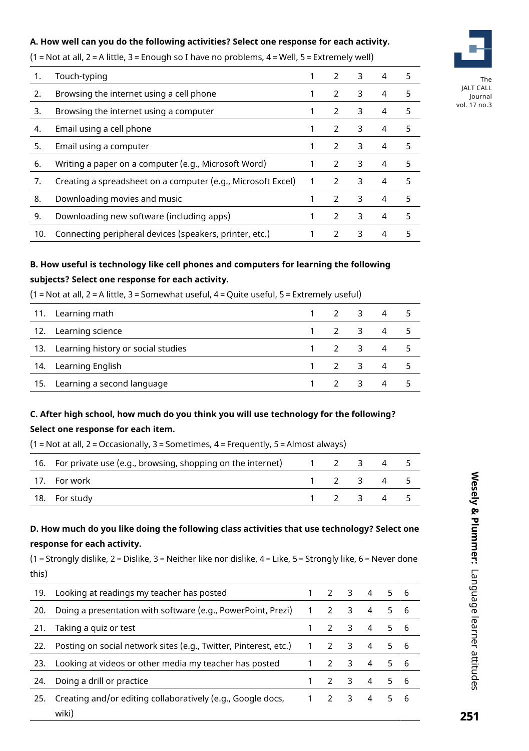**A. How well can you do the following activities? Select one response for each activity.**

(1 = Not at all, 2 = A little, 3 = Enough so I have no problems, 4 = Well, 5 = Extremely well)

| | | | | | | |
|---|---|---|---|---|---|---|
| 1. | Touch-typing | 1 | 2 | 3 | 4 | 5 |
| 2. | Browsing the internet using a cell phone | 1 | 2 | 3 | 4 | 5 |
| 3. | Browsing the internet using a computer | 1 | 2 | 3 | 4 | 5 |
| 4. | Email using a cell phone | 1 | 2 | 3 | 4 | 5 |
| 5. | Email using a computer | 1 | 2 | 3 | 4 | 5 |
| 6. | Writing a paper on a computer (e.g., Microsoft Word) | 1 | 2 | 3 | 4 | 5 |
| 7. | Creating a spreadsheet on a computer (e.g., Microsoft Excel) | 1 | 2 | 3 | 4 | 5 |
| 8. | Downloading movies and music | 1 | 2 | 3 | 4 | 5 |
| 9. | Downloading new software (including apps) | 1 | 2 | 3 | 4 | 5 |
| 10. | Connecting peripheral devices (speakers, printer, etc.) | 1 | 2 | 3 | 4 | 5 |

**B. How useful is technology like cell phones and computers for learning the following subjects? Select one response for each activity.**

(1 = Not at all, 2 = A little, 3 = Somewhat useful, 4 = Quite useful, 5 = Extremely useful)

| | | | | | | |
|---|---|---|---|---|---|---|
| 11. | Learning math | 1 | 2 | 3 | 4 | 5 |
| 12. | Learning science | 1 | 2 | 3 | 4 | 5 |
| 13. | Learning history or social studies | 1 | 2 | 3 | 4 | 5 |
| 14. | Learning English | 1 | 2 | 3 | 4 | 5 |
| 15. | Learning a second language | 1 | 2 | 3 | 4 | 5 |

**C. After high school, how much do you think you will use technology for the following? Select one response for each item.**

(1 = Not at all, 2 = Occasionally, 3 = Sometimes, 4 = Frequently, 5 = Almost always)

| | | | | | | |
|---|---|---|---|---|---|---|
| 16. | For private use (e.g., browsing, shopping on the internet) | 1 | 2 | 3 | 4 | 5 |
| 17. | For work | 1 | 2 | 3 | 4 | 5 |
| 18. | For study | 1 | 2 | 3 | 4 | 5 |

**D. How much do you like doing the following class activities that use technology? Select one response for each activity.**

(1 = Strongly dislike, 2 = Dislike, 3 = Neither like nor dislike, 4 = Like, 5 = Strongly like, 6 = Never done this)

| | | | | | | | |
|---|---|---|---|---|---|---|---|
| 19. | Looking at readings my teacher has posted | 1 | 2 | 3 | 4 | 5 | 6 |
| 20. | Doing a presentation with software (e.g., PowerPoint, Prezi) | 1 | 2 | 3 | 4 | 5 | 6 |
| 21. | Taking a quiz or test | 1 | 2 | 3 | 4 | 5 | 6 |
| 22. | Posting on social network sites (e.g., Twitter, Pinterest, etc.) | 1 | 2 | 3 | 4 | 5 | 6 |
| 23. | Looking at videos or other media my teacher has posted | 1 | 2 | 3 | 4 | 5 | 6 |
| 24. | Doing a drill or practice | 1 | 2 | 3 | 4 | 5 | 6 |
| 25. | Creating and/or editing collaboratively (e.g., Google docs, wiki) | 1 | 2 | 3 | 4 | 5 | 6 |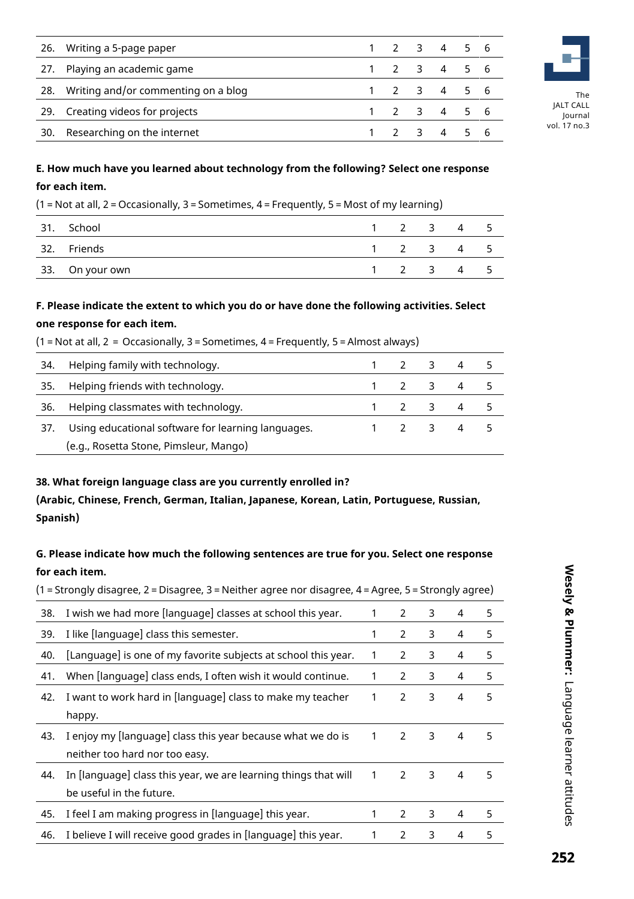| | | | | | | | |
|---|---|---|---|---|---|---|---|
| 26. | Writing a 5-page paper | 1 | 2 | 3 | 4 | 5 | 6 |
| 27. | Playing an academic game | 1 | 2 | 3 | 4 | 5 | 6 |
| 28. | Writing and/or commenting on a blog | 1 | 2 | 3 | 4 | 5 | 6 |
| 29. | Creating videos for projects | 1 | 2 | 3 | 4 | 5 | 6 |
| 30. | Researching on the internet | 1 | 2 | 3 | 4 | 5 | 6 |

**E. How much have you learned about technology from the following? Select one response for each item.**

(1 = Not at all, 2 = Occasionally, 3 = Sometimes, 4 = Frequently, 5 = Most of my learning)

| | | | | | | |
|---|---|---|---|---|---|---|
| 31. | School | 1 | 2 | 3 | 4 | 5 |
| 32. | Friends | 1 | 2 | 3 | 4 | 5 |
| 33. | On your own | 1 | 2 | 3 | 4 | 5 |

**F. Please indicate the extent to which you do or have done the following activities. Select one response for each item.**

(1 = Not at all, 2 = Occasionally, 3 = Sometimes, 4 = Frequently, 5 = Almost always)

| | | | | | | |
|---|---|---|---|---|---|---|
| 34. | Helping family with technology. | 1 | 2 | 3 | 4 | 5 |
| 35. | Helping friends with technology. | 1 | 2 | 3 | 4 | 5 |
| 36. | Helping classmates with technology. | 1 | 2 | 3 | 4 | 5 |
| 37. | Using educational software for learning languages. (e.g., Rosetta Stone, Pimsleur, Mango) | 1 | 2 | 3 | 4 | 5 |

**38. What foreign language class are you currently enrolled in?**
**(Arabic, Chinese, French, German, Italian, Japanese, Korean, Latin, Portuguese, Russian, Spanish)**

**G. Please indicate how much the following sentences are true for you. Select one response for each item.**

(1 = Strongly disagree, 2 = Disagree, 3 = Neither agree nor disagree, 4 = Agree, 5 = Strongly agree)

| | | | | | | |
|---|---|---|---|---|---|---|
| 38. | I wish we had more [language] classes at school this year. | 1 | 2 | 3 | 4 | 5 |
| 39. | I like [language] class this semester. | 1 | 2 | 3 | 4 | 5 |
| 40. | [Language] is one of my favorite subjects at school this year. | 1 | 2 | 3 | 4 | 5 |
| 41. | When [language] class ends, I often wish it would continue. | 1 | 2 | 3 | 4 | 5 |
| 42. | I want to work hard in [language] class to make my teacher happy. | 1 | 2 | 3 | 4 | 5 |
| 43. | I enjoy my [language] class this year because what we do is neither too hard nor too easy. | 1 | 2 | 3 | 4 | 5 |
| 44. | In [language] class this year, we are learning things that will be useful in the future. | 1 | 2 | 3 | 4 | 5 |
| 45. | I feel I am making progress in [language] this year. | 1 | 2 | 3 | 4 | 5 |
| 46. | I believe I will receive good grades in [language] this year. | 1 | 2 | 3 | 4 | 5 |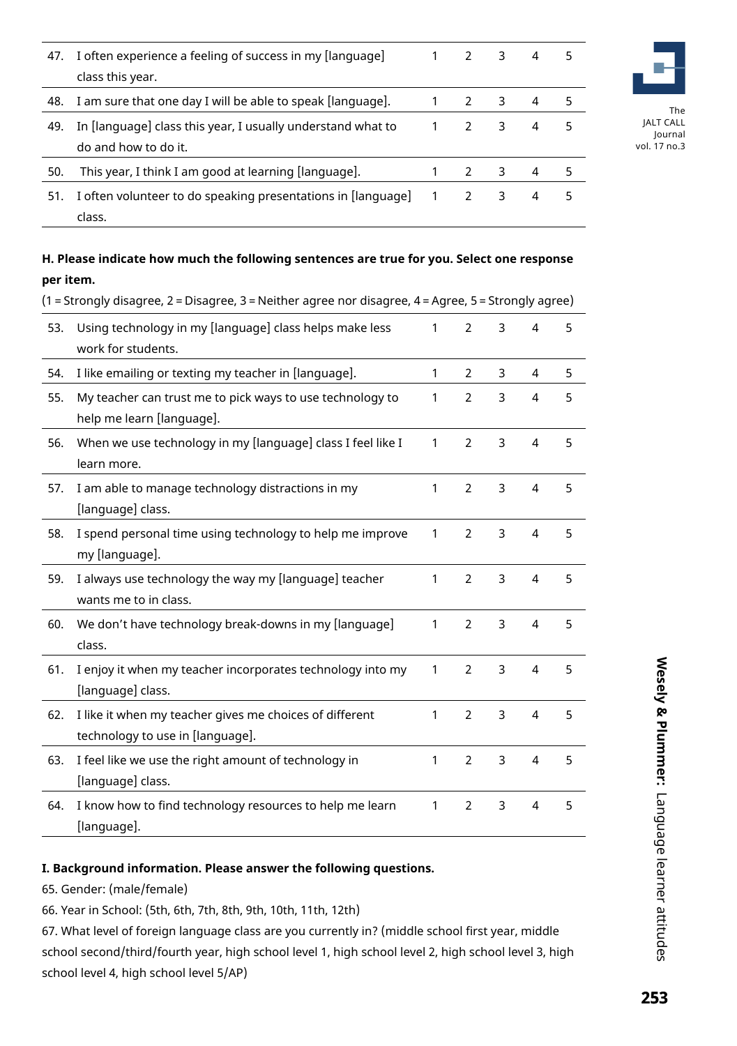| | | | | | | |
|---|---|---|---|---|---|---|
| 47. | I often experience a feeling of success in my [language] class this year. | 1 | 2 | 3 | 4 | 5 |
| 48. | I am sure that one day I will be able to speak [language]. | 1 | 2 | 3 | 4 | 5 |
| 49. | In [language] class this year, I usually understand what to do and how to do it. | 1 | 2 | 3 | 4 | 5 |
| 50. | This year, I think I am good at learning [language]. | 1 | 2 | 3 | 4 | 5 |
| 51. | I often volunteer to do speaking presentations in [language] class. | 1 | 2 | 3 | 4 | 5 |

**H. Please indicate how much the following sentences are true for you. Select one response per item.**

(1 = Strongly disagree, 2 = Disagree, 3 = Neither agree nor disagree, 4 = Agree, 5 = Strongly agree)

| | | | | | | |
|---|---|---|---|---|---|---|
| 53. | Using technology in my [language] class helps make less work for students. | 1 | 2 | 3 | 4 | 5 |
| 54. | I like emailing or texting my teacher in [language]. | 1 | 2 | 3 | 4 | 5 |
| 55. | My teacher can trust me to pick ways to use technology to help me learn [language]. | 1 | 2 | 3 | 4 | 5 |
| 56. | When we use technology in my [language] class I feel like I learn more. | 1 | 2 | 3 | 4 | 5 |
| 57. | I am able to manage technology distractions in my [language] class. | 1 | 2 | 3 | 4 | 5 |
| 58. | I spend personal time using technology to help me improve my [language]. | 1 | 2 | 3 | 4 | 5 |
| 59. | I always use technology the way my [language] teacher wants me to in class. | 1 | 2 | 3 | 4 | 5 |
| 60. | We don't have technology break-downs in my [language] class. | 1 | 2 | 3 | 4 | 5 |
| 61. | I enjoy it when my teacher incorporates technology into my [language] class. | 1 | 2 | 3 | 4 | 5 |
| 62. | I like it when my teacher gives me choices of different technology to use in [language]. | 1 | 2 | 3 | 4 | 5 |
| 63. | I feel like we use the right amount of technology in [language] class. | 1 | 2 | 3 | 4 | 5 |
| 64. | I know how to find technology resources to help me learn [language]. | 1 | 2 | 3 | 4 | 5 |

**I. Background information. Please answer the following questions.**

65. Gender: (male/female)

66. Year in School: (5th, 6th, 7th, 8th, 9th, 10th, 11th, 12th)

67. What level of foreign language class are you currently in? (middle school first year, middle school second/third/fourth year, high school level 1, high school level 2, high school level 3, high school level 4, high school level 5/AP)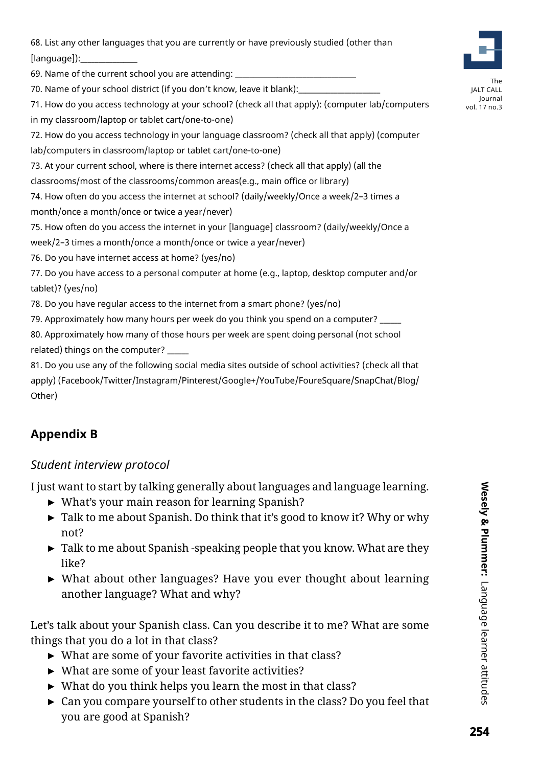68. List any other languages that you are currently or have previously studied (other than [language]):_____________

69. Name of the current school you are attending: ____________________________

70. Name of your school district (if you don't know, leave it blank):___________________

71. How do you access technology at your school? (check all that apply): (computer lab/computers in my classroom/laptop or tablet cart/one-to-one)

72. How do you access technology in your language classroom? (check all that apply) (computer lab/computers in classroom/laptop or tablet cart/one-to-one)

73. At your current school, where is there internet access? (check all that apply) (all the classrooms/most of the classrooms/common areas(e.g., main office or library)

74. How often do you access the internet at school? (daily/weekly/Once a week/2–3 times a month/once a month/once or twice a year/never)

75. How often do you access the internet in your [language] classroom? (daily/weekly/Once a week/2–3 times a month/once a month/once or twice a year/never)

76. Do you have internet access at home? (yes/no)

77. Do you have access to a personal computer at home (e.g., laptop, desktop computer and/or tablet)? (yes/no)

78. Do you have regular access to the internet from a smart phone? (yes/no)

79. Approximately how many hours per week do you think you spend on a computer? _____

80. Approximately how many of those hours per week are spent doing personal (not school related) things on the computer? _____

81. Do you use any of the following social media sites outside of school activities? (check all that apply) (Facebook/Twitter/Instagram/Pinterest/Google+/YouTube/FoureSquare/SnapChat/Blog/Other)

## Appendix B

### *Student interview protocol*

I just want to start by talking generally about languages and language learning.

- What's your main reason for learning Spanish?
- Talk to me about Spanish. Do think that it's good to know it? Why or why not?
- Talk to me about Spanish -speaking people that you know. What are they like?
- What about other languages? Have you ever thought about learning another language? What and why?

Let's talk about your Spanish class. Can you describe it to me? What are some things that you do a lot in that class?

- What are some of your favorite activities in that class?
- What are some of your least favorite activities?
- What do you think helps you learn the most in that class?
- Can you compare yourself to other students in the class? Do you feel that you are good at Spanish?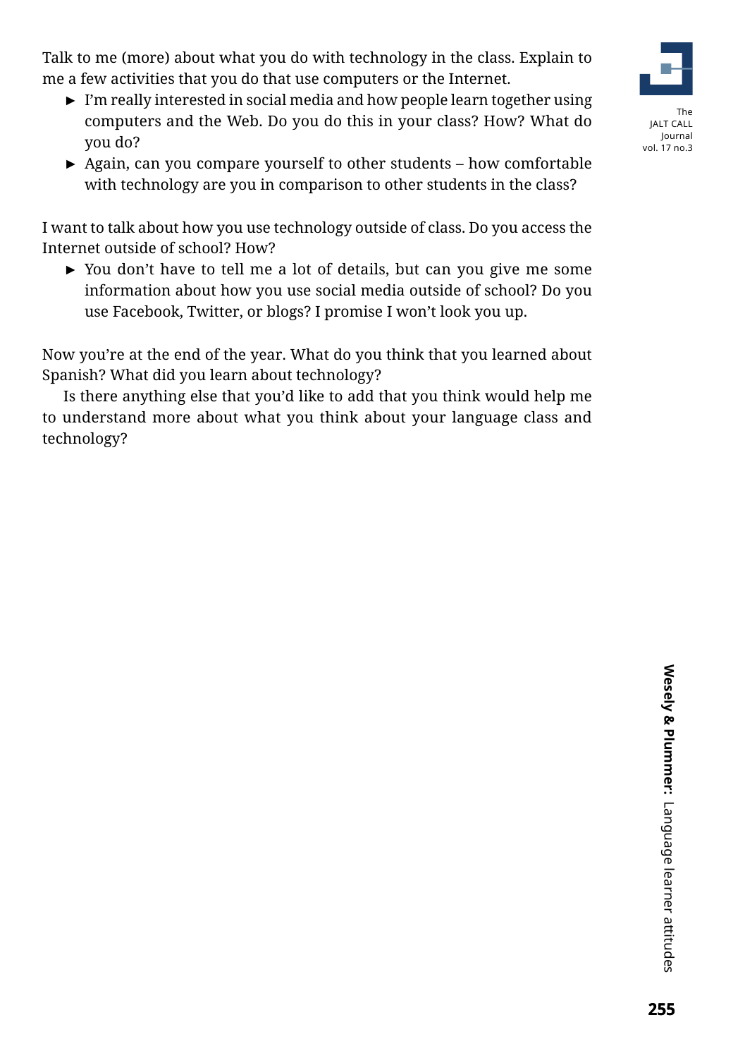Talk to me (more) about what you do with technology in the class. Explain to me a few activities that you do that use computers or the Internet.

- I'm really interested in social media and how people learn together using computers and the Web. Do you do this in your class? How? What do you do?
- Again, can you compare yourself to other students – how comfortable with technology are you in comparison to other students in the class?

I want to talk about how you use technology outside of class. Do you access the Internet outside of school? How?

- You don't have to tell me a lot of details, but can you give me some information about how you use social media outside of school? Do you use Facebook, Twitter, or blogs? I promise I won't look you up.

Now you're at the end of the year. What do you think that you learned about Spanish? What did you learn about technology?

Is there anything else that you'd like to add that you think would help me to understand more about what you think about your language class and technology?